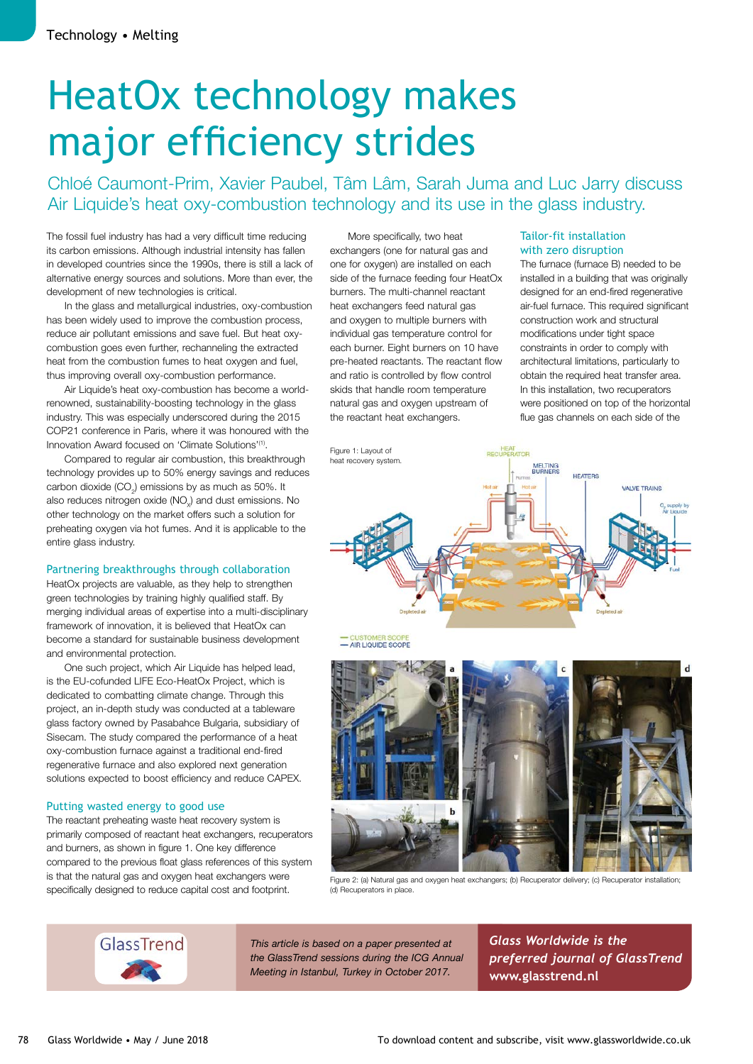# HeatOx technology makes major efficiency strides

Chloé Caumont-Prim, Xavier Paubel, Tâm Lâm, Sarah Juma and Luc Jarry discuss Air Liquide's heat oxy-combustion technology and its use in the glass industry.

The fossil fuel industry has had a very difficult time reducing its carbon emissions. Although industrial intensity has fallen in developed countries since the 1990s, there is still a lack of alternative energy sources and solutions. More than ever, the development of new technologies is critical.

In the glass and metallurgical industries, oxy-combustion has been widely used to improve the combustion process, reduce air pollutant emissions and save fuel. But heat oxy-combustion goes even further, rechanneling the extracted heat from the combustion fumes to heat oxygen and fuel, thus improving overall oxy-combustion performance.

Air Liquide's heat oxy-combustion has become a world-renowned, sustainability-boosting technology in the glass industry. This was especially underscored during the 2015 COP21 conference in Paris, where it was honoured with the Innovation Award focused on 'Climate Solutions'[1].

Compared to regular air combustion, this breakthrough technology provides up to 50% energy savings and reduces carbon dioxide ($CO_2$) emissions by as much as 50%. It also reduces nitrogen oxide ($NO_x$) and dust emissions. No other technology on the market offers such a solution for preheating oxygen via hot fumes. And it is applicable to the entire glass industry.

## Partnering breakthroughs through collaboration

HeatOx projects are valuable, as they help to strengthen green technologies by training highly qualified staff. By merging individual areas of expertise into a multi-disciplinary framework of innovation, it is believed that HeatOx can become a standard for sustainable business development and environmental protection.

One such project, which Air Liquide has helped lead, is the EU-cofunded LIFE Eco-HeatOx Project, which is dedicated to combatting climate change. Through this project, an in-depth study was conducted at a tableware glass factory owned by Pasabahce Bulgaria, subsidiary of Sisecam. The study compared the performance of a heat oxy-combustion furnace against a traditional end-fired regenerative furnace and also explored next generation solutions expected to boost efficiency and reduce CAPEX.

## Putting wasted energy to good use

The reactant preheating waste heat recovery system is primarily composed of reactant heat exchangers, recuperators and burners, as shown in figure 1. One key difference compared to the previous float glass references of this system is that the natural gas and oxygen heat exchangers were specifically designed to reduce capital cost and footprint.

More specifically, two heat exchangers (one for natural gas and one for oxygen) are installed on each side of the furnace feeding four HeatOx burners. The multi-channel reactant heat exchangers feed natural gas and oxygen to multiple burners with individual gas temperature control for each burner. Eight burners on 10 have pre-heated reactants. The reactant flow and ratio is controlled by flow control skids that handle room temperature natural gas and oxygen upstream of the reactant heat exchangers.

## Tailor-fit installation with zero disruption

The furnace (furnace B) needed to be installed in a building that was originally designed for an end-fired regenerative air-fuel furnace. This required significant construction work and structural modifications under tight space constraints in order to comply with architectural limitations, particularly to obtain the required heat transfer area. In this installation, two recuperators were positioned on top of the horizontal flue gas channels on each side of the

Figure 1: Layout of heat recovery system.

Figure 2: (a) Natural gas and oxygen heat exchangers; (b) Recuperator delivery; (c) Recuperator installation; (d) Recuperators in place.

*This article is based on a paper presented at the GlassTrend sessions during the ICG Annual Meeting in Istanbul, Turkey in October 2017.*

***Glass Worldwide is the preferred journal of GlassTrend*** **www.glasstrend.nl**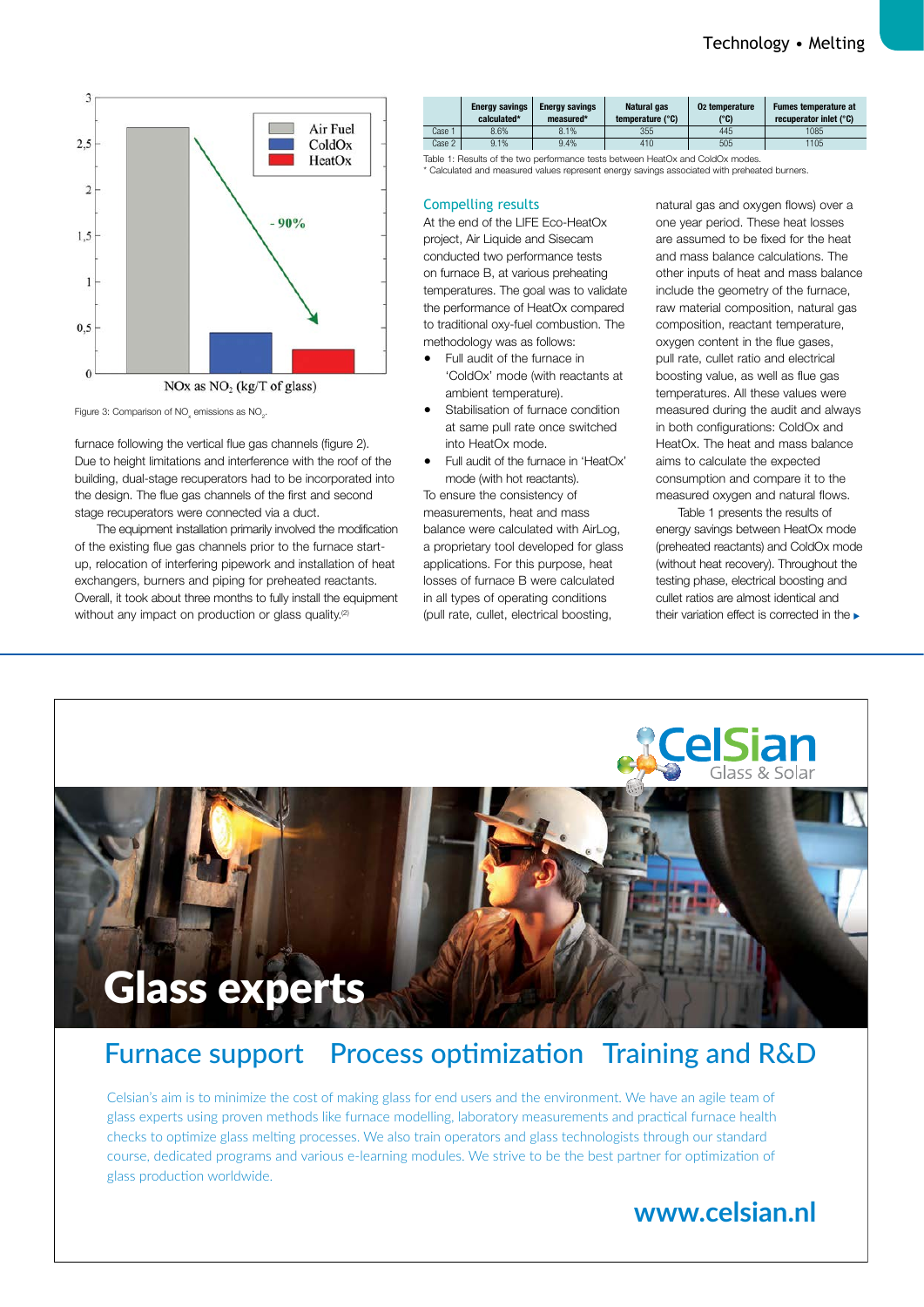Air Fuel
ColdOx
HeatOx

- 90%

NOx as $NO_2$ (kg/T of glass)

Figure 3: Comparison of $NO_x$ emissions as $NO_2$.

furnace following the vertical flue gas channels (figure 2). Due to height limitations and interference with the roof of the building, dual-stage recuperators had to be incorporated into the design. The flue gas channels of the first and second stage recuperators were connected via a duct.

The equipment installation primarily involved the modification of the existing flue gas channels prior to the furnace start-up, relocation of interfering pipework and installation of heat exchangers, burners and piping for preheated reactants. Overall, it took about three months to fully install the equipment without any impact on production or glass quality.[2]

| | Energy savings calculated* | Energy savings measured* | Natural gas temperature (°C) | O2 temperature (°C) | Fumes temperature at recuperator inlet (°C) |
|---|---|---|---|---|---|
| Case 1 | 8.6% | 8.1% | 355 | 445 | 1085 |
| Case 2 | 9.1% | 9.4% | 410 | 505 | 1105 |

Table 1: Results of the two performance tests between HeatOx and ColdOx modes.
* Calculated and measured values represent energy savings associated with preheated burners.

## Compelling results

At the end of the LIFE Eco-HeatOx project, Air Liquide and Sisecam conducted two performance tests on furnace B, at various preheating temperatures. The goal was to validate the performance of HeatOx compared to traditional oxy-fuel combustion. The methodology was as follows:

- Full audit of the furnace in 'ColdOx' mode (with reactants at ambient temperature).
- Stabilisation of furnace condition at same pull rate once switched into HeatOx mode.
- Full audit of the furnace in 'HeatOx' mode (with hot reactants).

To ensure the consistency of measurements, heat and mass balance were calculated with AirLog, a proprietary tool developed for glass applications. For this purpose, heat losses of furnace B were calculated in all types of operating conditions (pull rate, cullet, electrical boosting, natural gas and oxygen flows) over a one year period. These heat losses are assumed to be fixed for the heat and mass balance calculations. The other inputs of heat and mass balance include the geometry of the furnace, raw material composition, natural gas composition, reactant temperature, oxygen content in the flue gases, pull rate, cullet ratio and electrical boosting value, as well as flue gas temperatures. All these values were measured during the audit and always in both configurations: ColdOx and HeatOx. The heat and mass balance aims to calculate the expected consumption and compare it to the measured oxygen and natural flows.

Table 1 presents the results of energy savings between HeatOx mode (preheated reactants) and ColdOx mode (without heat recovery). Throughout the testing phase, electrical boosting and cullet ratios are almost identical and their variation effect is corrected in the ▸

CelSian Glass & Solar

Glass experts

Furnace support Process optimization Training and R&D

Celsian's aim is to minimize the cost of making glass for end users and the environment. We have an agile team of glass experts using proven methods like furnace modelling, laboratory measurements and practical furnace health checks to optimize glass melting processes. We also train operators and glass technologists through our standard course, dedicated programs and various e-learning modules. We strive to be the best partner for optimization of glass production worldwide.

www.celsian.nl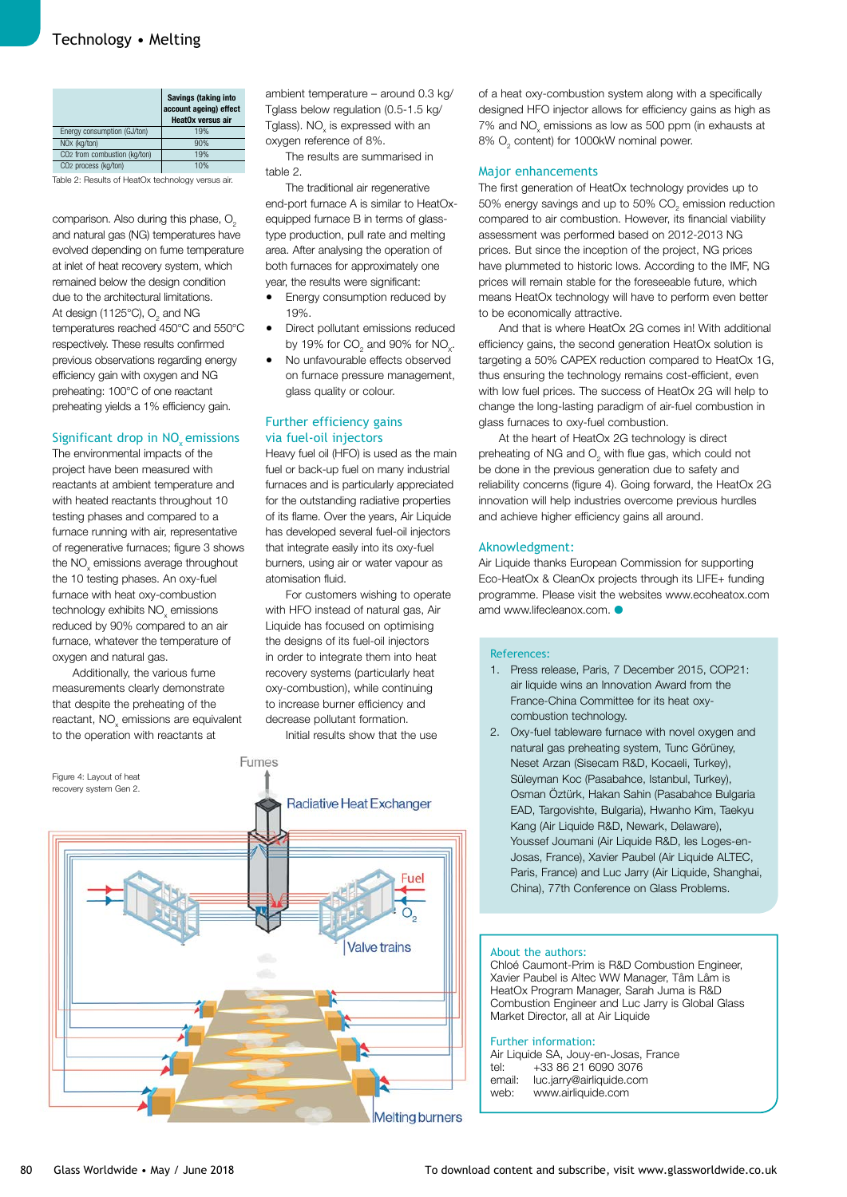| | Savings (taking into account ageing) effect HeatOx versus air |
|---|---|
| Energy consumption (GJ/ton) | 19% |
| NOx (kg/ton) | 90% |
| CO2 from combustion (kg/ton) | 19% |
| CO2 process (kg/ton) | 10% |

Table 2: Results of HeatOx technology versus air.

comparison. Also during this phase, $O_2$ and natural gas (NG) temperatures have evolved depending on fume temperature at inlet of heat recovery system, which remained below the design condition due to the architectural limitations. At design (1125°C), $O_2$ and NG temperatures reached 450°C and 550°C respectively. These results confirmed previous observations regarding energy efficiency gain with oxygen and NG preheating: 100°C of one reactant preheating yields a 1% efficiency gain.

## Significant drop in $NO_x$ emissions

The environmental impacts of the project have been measured with reactants at ambient temperature and with heated reactants throughout 10 testing phases and compared to a furnace running with air, representative of regenerative furnaces; figure 3 shows the $NO_x$ emissions average throughout the 10 testing phases. An oxy-fuel furnace with heat oxy-combustion technology exhibits $NO_x$ emissions reduced by 90% compared to an air furnace, whatever the temperature of oxygen and natural gas.

Additionally, the various fume measurements clearly demonstrate that despite the preheating of the reactant, $NO_x$ emissions are equivalent to the operation with reactants at ambient temperature – around 0.3 kg/Tglass below regulation (0.5-1.5 kg/Tglass). $NO_x$ is expressed with an oxygen reference of 8%.

The results are summarised in table 2.

The traditional air regenerative end-port furnace A is similar to HeatOx-equipped furnace B in terms of glass-type production, pull rate and melting area. After analysing the operation of both furnaces for approximately one year, the results were significant:

- Energy consumption reduced by 19%.
- Direct pollutant emissions reduced by 19% for $CO_2$ and 90% for $NO_x$.
- No unfavourable effects observed on furnace pressure management, glass quality or colour.

## Further efficiency gains via fuel-oil injectors

Heavy fuel oil (HFO) is used as the main fuel or back-up fuel on many industrial furnaces and is particularly appreciated for the outstanding radiative properties of its flame. Over the years, Air Liquide has developed several fuel-oil injectors that integrate easily into its oxy-fuel burners, using air or water vapour as atomisation fluid.

For customers wishing to operate with HFO instead of natural gas, Air Liquide has focused on optimising the designs of its fuel-oil injectors in order to integrate them into heat recovery systems (particularly heat oxy-combustion), while continuing to increase burner efficiency and decrease pollutant formation.

Initial results show that the use of a heat oxy-combustion system along with a specifically designed HFO injector allows for efficiency gains as high as 7% and $NO_x$ emissions as low as 500 ppm (in exhausts at 8% $O_2$ content) for 1000kW nominal power.

## Major enhancements

The first generation of HeatOx technology provides up to 50% energy savings and up to 50% $CO_2$ emission reduction compared to air combustion. However, its financial viability assessment was performed based on 2012-2013 NG prices. But since the inception of the project, NG prices have plummeted to historic lows. According to the IMF, NG prices will remain stable for the foreseeable future, which means HeatOx technology will have to perform even better to be economically attractive.

And that is where HeatOx 2G comes in! With additional efficiency gains, the second generation HeatOx solution is targeting a 50% CAPEX reduction compared to HeatOx 1G, thus ensuring the technology remains cost-efficient, even with low fuel prices. The success of HeatOx 2G will help to change the long-lasting paradigm of air-fuel combustion in glass furnaces to oxy-fuel combustion.

At the heart of HeatOx 2G technology is direct preheating of NG and $O_2$ with flue gas, which could not be done in the previous generation due to safety and reliability concerns (figure 4). Going forward, the HeatOx 2G innovation will help industries overcome previous hurdles and achieve higher efficiency gains all around.

## Aknowledgment:

Air Liquide thanks European Commission for supporting Eco-HeatOx & CleanOx projects through its LIFE+ funding programme. Please visit the websites www.ecoheatox.com amd www.lifecleanox.com.

Fumes
Radiative Heat Exchanger
Fuel
$O_2$
Valve trains
Melting burners

Figure 4: Layout of heat recovery system Gen 2.

### References:

1. Press release, Paris, 7 December 2015, COP21: air liquide wins an Innovation Award from the France-China Committee for its heat oxy-combustion technology.
2. Oxy-fuel tableware furnace with novel oxygen and natural gas preheating system, Tunc Görüney, Neset Arzan (Sisecam R&D, Kocaeli, Turkey), Süleyman Koc (Pasabahce, Istanbul, Turkey), Osman Öztürk, Hakan Sahin (Pasabahce Bulgaria EAD, Targovishte, Bulgaria), Hwanho Kim, Taekyu Kang (Air Liquide R&D, Newark, Delaware), Youssef Joumani (Air Liquide R&D, les Loges-en-Josas, France), Xavier Paubel (Air Liquide ALTEC, Paris, France) and Luc Jarry (Air Liquide, Shanghai, China), 77th Conference on Glass Problems.

### About the authors:

Chloé Caumont-Prim is R&D Combustion Engineer, Xavier Paubel is Altec WW Manager, Tâm Lâm is HeatOx Program Manager, Sarah Juma is R&D Combustion Engineer and Luc Jarry is Global Glass Market Director, all at Air Liquide

### Further information:

Air Liquide SA, Jouy-en-Josas, France
tel: +33 86 21 6090 3076
email: luc.jarry@airliquide.com
web: www.airliquide.com